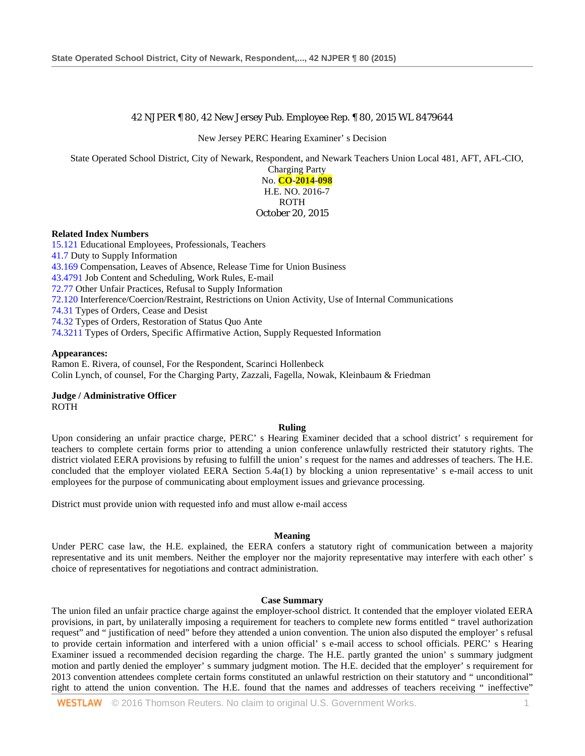42 NJPER ¶ 80, 42 New Jersey Pub. Employee Rep. ¶ 80, 2015 WL 8479644

New Jersey PERC Hearing Examiner' s Decision

State Operated School District, City of Newark, Respondent, and Newark Teachers Union Local 481, AFT, AFL-CIO, Charging Party
No. CO-2014-098
H.E. NO. 2016-7
ROTH
October 20, 2015

**Related Index Numbers**

15.121 Educational Employees, Professionals, Teachers
41.7 Duty to Supply Information
43.169 Compensation, Leaves of Absence, Release Time for Union Business
43.4791 Job Content and Scheduling, Work Rules, E-mail
72.77 Other Unfair Practices, Refusal to Supply Information
72.120 Interference/Coercion/Restraint, Restrictions on Union Activity, Use of Internal Communications
74.31 Types of Orders, Cease and Desist
74.32 Types of Orders, Restoration of Status Quo Ante
74.3211 Types of Orders, Specific Affirmative Action, Supply Requested Information

**Appearances:**

Ramon E. Rivera, of counsel, For the Respondent, Scarinci Hollenbeck
Colin Lynch, of counsel, For the Charging Party, Zazzali, Fagella, Nowak, Kleinbaum & Friedman

**Judge / Administrative Officer**

ROTH

**Ruling**

Upon considering an unfair practice charge, PERC' s Hearing Examiner decided that a school district' s requirement for teachers to complete certain forms prior to attending a union conference unlawfully restricted their statutory rights. The district violated EERA provisions by refusing to fulfill the union' s request for the names and addresses of teachers. The H.E. concluded that the employer violated EERA Section 5.4a(1) by blocking a union representative' s e-mail access to unit employees for the purpose of communicating about employment issues and grievance processing.

District must provide union with requested info and must allow e-mail access

**Meaning**

Under PERC case law, the H.E. explained, the EERA confers a statutory right of communication between a majority representative and its unit members. Neither the employer nor the majority representative may interfere with each other' s choice of representatives for negotiations and contract administration.

**Case Summary**

The union filed an unfair practice charge against the employer-school district. It contended that the employer violated EERA provisions, in part, by unilaterally imposing a requirement for teachers to complete new forms entitled " travel authorization request" and " justification of need" before they attended a union convention. The union also disputed the employer' s refusal to provide certain information and interfered with a union official' s e-mail access to school officials. PERC' s Hearing Examiner issued a recommended decision regarding the charge. The H.E. partly granted the union' s summary judgment motion and partly denied the employer' s summary judgment motion. The H.E. decided that the employer' s requirement for 2013 convention attendees complete certain forms constituted an unlawful restriction on their statutory and " unconditional" right to attend the union convention. The H.E. found that the names and addresses of teachers receiving " ineffective"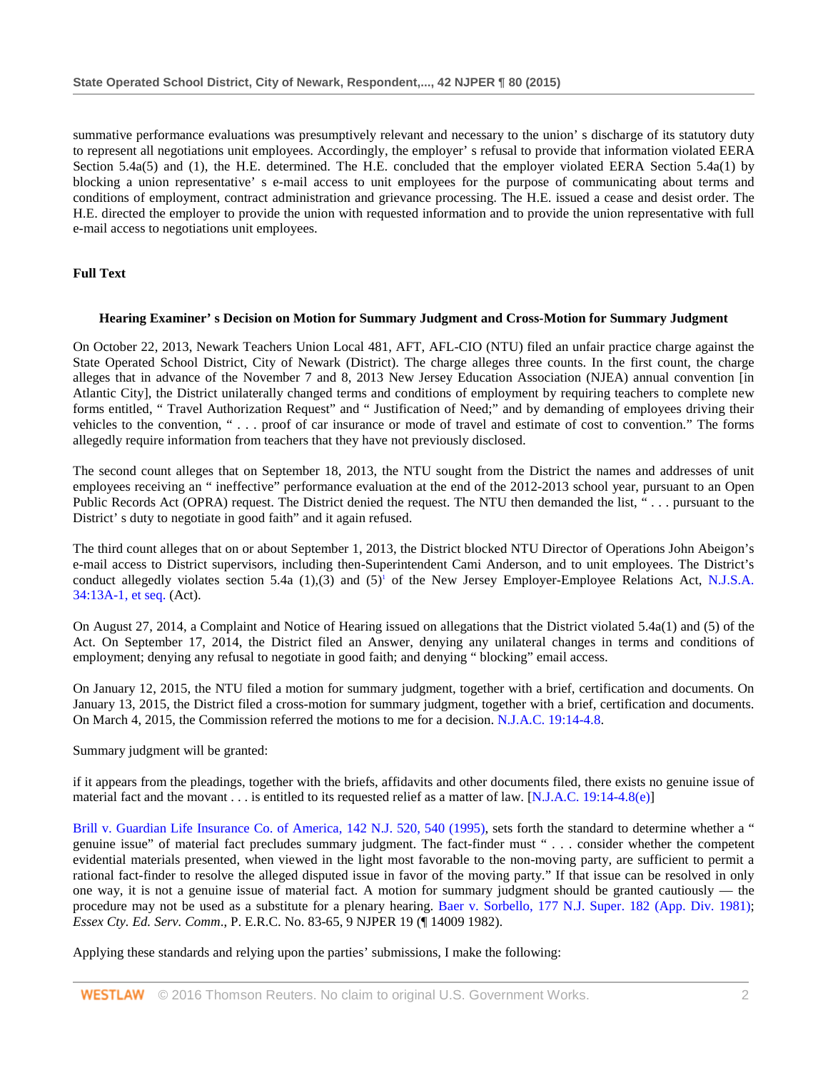summative performance evaluations was presumptively relevant and necessary to the union' s discharge of its statutory duty to represent all negotiations unit employees. Accordingly, the employer' s refusal to provide that information violated EERA Section 5.4a(5) and (1), the H.E. determined. The H.E. concluded that the employer violated EERA Section 5.4a(1) by blocking a union representative' s e-mail access to unit employees for the purpose of communicating about terms and conditions of employment, contract administration and grievance processing. The H.E. issued a cease and desist order. The H.E. directed the employer to provide the union with requested information and to provide the union representative with full e-mail access to negotiations unit employees.

**Full Text**

**Hearing Examiner' s Decision on Motion for Summary Judgment and Cross-Motion for Summary Judgment**

On October 22, 2013, Newark Teachers Union Local 481, AFT, AFL-CIO (NTU) filed an unfair practice charge against the State Operated School District, City of Newark (District). The charge alleges three counts. In the first count, the charge alleges that in advance of the November 7 and 8, 2013 New Jersey Education Association (NJEA) annual convention [in Atlantic City], the District unilaterally changed terms and conditions of employment by requiring teachers to complete new forms entitled, " Travel Authorization Request" and " Justification of Need;" and by demanding of employees driving their vehicles to the convention, " . . . proof of car insurance or mode of travel and estimate of cost to convention." The forms allegedly require information from teachers that they have not previously disclosed.

The second count alleges that on September 18, 2013, the NTU sought from the District the names and addresses of unit employees receiving an " ineffective" performance evaluation at the end of the 2012-2013 school year, pursuant to an Open Public Records Act (OPRA) request. The District denied the request. The NTU then demanded the list, " . . . pursuant to the District' s duty to negotiate in good faith" and it again refused.

The third count alleges that on or about September 1, 2013, the District blocked NTU Director of Operations John Abeigon's e-mail access to District supervisors, including then-Superintendent Cami Anderson, and to unit employees. The District's conduct allegedly violates section 5.4a (1),(3) and (5)[1] of the New Jersey Employer-Employee Relations Act, N.J.S.A. 34:13A-1, et seq. (Act).

On August 27, 2014, a Complaint and Notice of Hearing issued on allegations that the District violated 5.4a(1) and (5) of the Act. On September 17, 2014, the District filed an Answer, denying any unilateral changes in terms and conditions of employment; denying any refusal to negotiate in good faith; and denying " blocking" email access.

On January 12, 2015, the NTU filed a motion for summary judgment, together with a brief, certification and documents. On January 13, 2015, the District filed a cross-motion for summary judgment, together with a brief, certification and documents. On March 4, 2015, the Commission referred the motions to me for a decision. N.J.A.C. 19:14-4.8.

Summary judgment will be granted:

if it appears from the pleadings, together with the briefs, affidavits and other documents filed, there exists no genuine issue of material fact and the movant . . . is entitled to its requested relief as a matter of law. [N.J.A.C. 19:14-4.8(e)]

Brill v. Guardian Life Insurance Co. of America, 142 N.J. 520, 540 (1995), sets forth the standard to determine whether a " genuine issue" of material fact precludes summary judgment. The fact-finder must " . . . consider whether the competent evidential materials presented, when viewed in the light most favorable to the non-moving party, are sufficient to permit a rational fact-finder to resolve the alleged disputed issue in favor of the moving party." If that issue can be resolved in only one way, it is not a genuine issue of material fact. A motion for summary judgment should be granted cautiously — the procedure may not be used as a substitute for a plenary hearing. Baer v. Sorbello, 177 N.J. Super. 182 (App. Div. 1981); *Essex Cty. Ed. Serv. Comm.*, P. E.R.C. No. 83-65, 9 NJPER 19 (¶ 14009 1982).

Applying these standards and relying upon the parties' submissions, I make the following: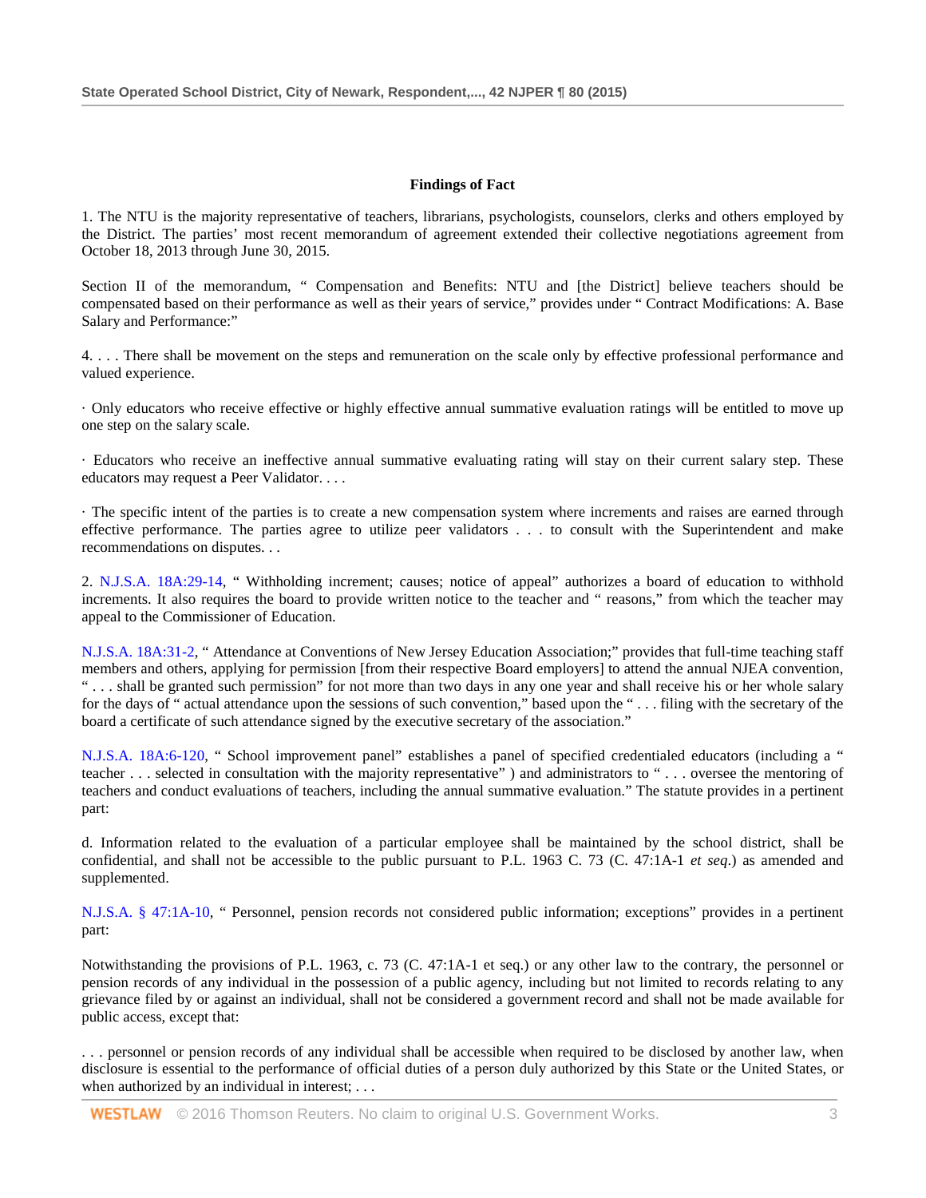**Findings of Fact**

1. The NTU is the majority representative of teachers, librarians, psychologists, counselors, clerks and others employed by the District. The parties' most recent memorandum of agreement extended their collective negotiations agreement from October 18, 2013 through June 30, 2015.

Section II of the memorandum, " Compensation and Benefits: NTU and [the District] believe teachers should be compensated based on their performance as well as their years of service," provides under " Contract Modifications: A. Base Salary and Performance:"

4. . . . There shall be movement on the steps and remuneration on the scale only by effective professional performance and valued experience.

· Only educators who receive effective or highly effective annual summative evaluation ratings will be entitled to move up one step on the salary scale.

· Educators who receive an ineffective annual summative evaluating rating will stay on their current salary step. These educators may request a Peer Validator. . . .

· The specific intent of the parties is to create a new compensation system where increments and raises are earned through effective performance. The parties agree to utilize peer validators . . . to consult with the Superintendent and make recommendations on disputes. . .

2. N.J.S.A. 18A:29-14, " Withholding increment; causes; notice of appeal" authorizes a board of education to withhold increments. It also requires the board to provide written notice to the teacher and " reasons," from which the teacher may appeal to the Commissioner of Education.

N.J.S.A. 18A:31-2, " Attendance at Conventions of New Jersey Education Association;" provides that full-time teaching staff members and others, applying for permission [from their respective Board employers] to attend the annual NJEA convention, " . . . shall be granted such permission" for not more than two days in any one year and shall receive his or her whole salary for the days of " actual attendance upon the sessions of such convention," based upon the " . . . filing with the secretary of the board a certificate of such attendance signed by the executive secretary of the association."

N.J.S.A. 18A:6-120, " School improvement panel" establishes a panel of specified credentialed educators (including a " teacher . . . selected in consultation with the majority representative" ) and administrators to " . . . oversee the mentoring of teachers and conduct evaluations of teachers, including the annual summative evaluation." The statute provides in a pertinent part:

d. Information related to the evaluation of a particular employee shall be maintained by the school district, shall be confidential, and shall not be accessible to the public pursuant to P.L. 1963 C. 73 (C. 47:1A-1 *et seq.*) as amended and supplemented.

N.J.S.A. § 47:1A-10, " Personnel, pension records not considered public information; exceptions" provides in a pertinent part:

Notwithstanding the provisions of P.L. 1963, c. 73 (C. 47:1A-1 et seq.) or any other law to the contrary, the personnel or pension records of any individual in the possession of a public agency, including but not limited to records relating to any grievance filed by or against an individual, shall not be considered a government record and shall not be made available for public access, except that:

. . . personnel or pension records of any individual shall be accessible when required to be disclosed by another law, when disclosure is essential to the performance of official duties of a person duly authorized by this State or the United States, or when authorized by an individual in interest; . . .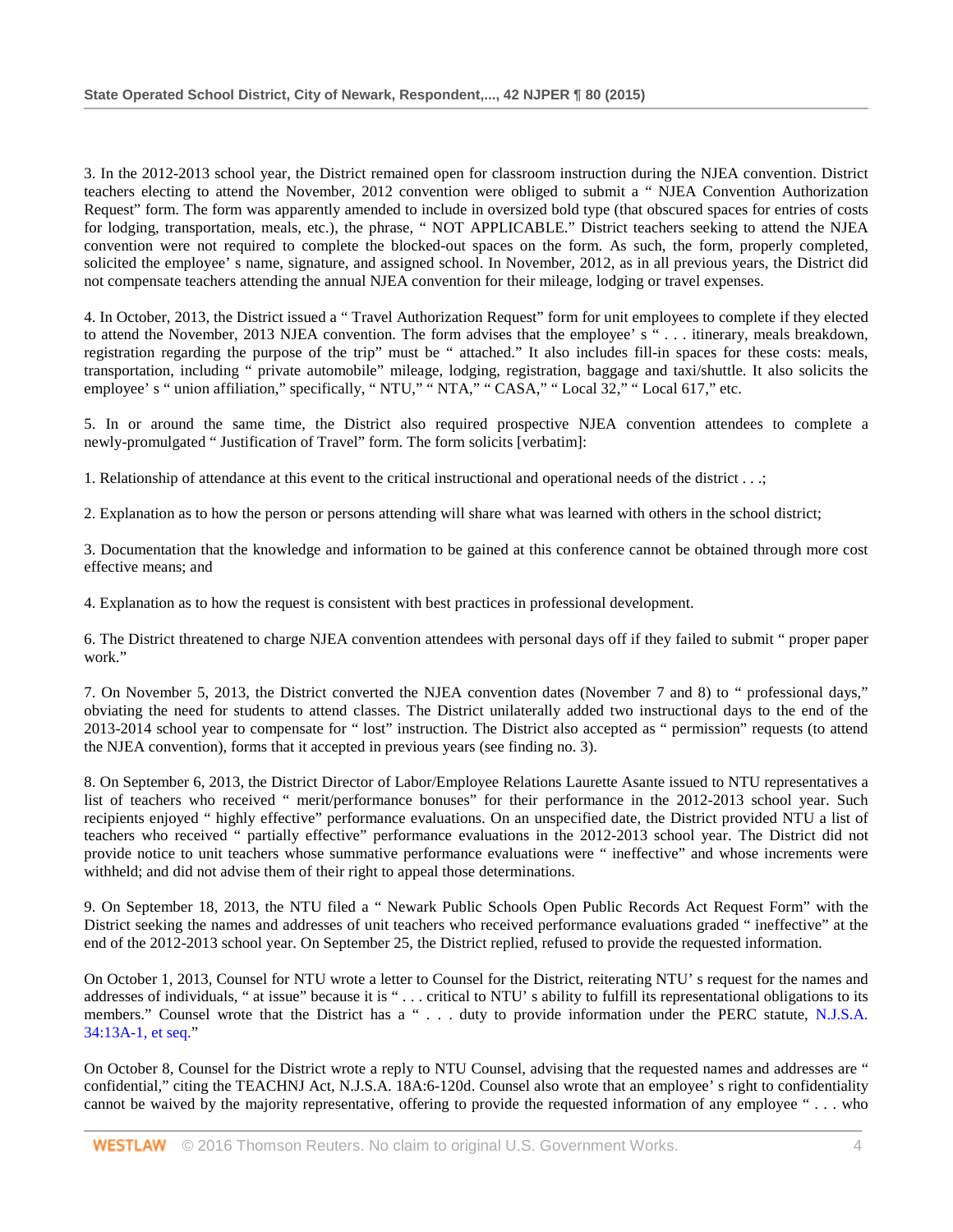3. In the 2012-2013 school year, the District remained open for classroom instruction during the NJEA convention. District teachers electing to attend the November, 2012 convention were obliged to submit a " NJEA Convention Authorization Request" form. The form was apparently amended to include in oversized bold type (that obscured spaces for entries of costs for lodging, transportation, meals, etc.), the phrase, " NOT APPLICABLE." District teachers seeking to attend the NJEA convention were not required to complete the blocked-out spaces on the form. As such, the form, properly completed, solicited the employee' s name, signature, and assigned school. In November, 2012, as in all previous years, the District did not compensate teachers attending the annual NJEA convention for their mileage, lodging or travel expenses.

4. In October, 2013, the District issued a " Travel Authorization Request" form for unit employees to complete if they elected to attend the November, 2013 NJEA convention. The form advises that the employee' s " . . . itinerary, meals breakdown, registration regarding the purpose of the trip" must be " attached." It also includes fill-in spaces for these costs: meals, transportation, including " private automobile" mileage, lodging, registration, baggage and taxi/shuttle. It also solicits the employee' s " union affiliation," specifically, " NTU," " NTA," " CASA," " Local 32," " Local 617," etc.

5. In or around the same time, the District also required prospective NJEA convention attendees to complete a newly-promulgated " Justification of Travel" form. The form solicits [verbatim]:

1. Relationship of attendance at this event to the critical instructional and operational needs of the district . . .;

2. Explanation as to how the person or persons attending will share what was learned with others in the school district;

3. Documentation that the knowledge and information to be gained at this conference cannot be obtained through more cost effective means; and

4. Explanation as to how the request is consistent with best practices in professional development.

6. The District threatened to charge NJEA convention attendees with personal days off if they failed to submit " proper paper work."

7. On November 5, 2013, the District converted the NJEA convention dates (November 7 and 8) to " professional days," obviating the need for students to attend classes. The District unilaterally added two instructional days to the end of the 2013-2014 school year to compensate for " lost" instruction. The District also accepted as " permission" requests (to attend the NJEA convention), forms that it accepted in previous years (see finding no. 3).

8. On September 6, 2013, the District Director of Labor/Employee Relations Laurette Asante issued to NTU representatives a list of teachers who received " merit/performance bonuses" for their performance in the 2012-2013 school year. Such recipients enjoyed " highly effective" performance evaluations. On an unspecified date, the District provided NTU a list of teachers who received " partially effective" performance evaluations in the 2012-2013 school year. The District did not provide notice to unit teachers whose summative performance evaluations were " ineffective" and whose increments were withheld; and did not advise them of their right to appeal those determinations.

9. On September 18, 2013, the NTU filed a " Newark Public Schools Open Public Records Act Request Form" with the District seeking the names and addresses of unit teachers who received performance evaluations graded " ineffective" at the end of the 2012-2013 school year. On September 25, the District replied, refused to provide the requested information.

On October 1, 2013, Counsel for NTU wrote a letter to Counsel for the District, reiterating NTU' s request for the names and addresses of individuals, " at issue" because it is " . . . critical to NTU' s ability to fulfill its representational obligations to its members." Counsel wrote that the District has a " . . . duty to provide information under the PERC statute, N.J.S.A. 34:13A-1, et seq."

On October 8, Counsel for the District wrote a reply to NTU Counsel, advising that the requested names and addresses are " confidential," citing the TEACHNJ Act, N.J.S.A. 18A:6-120d. Counsel also wrote that an employee' s right to confidentiality cannot be waived by the majority representative, offering to provide the requested information of any employee " . . . who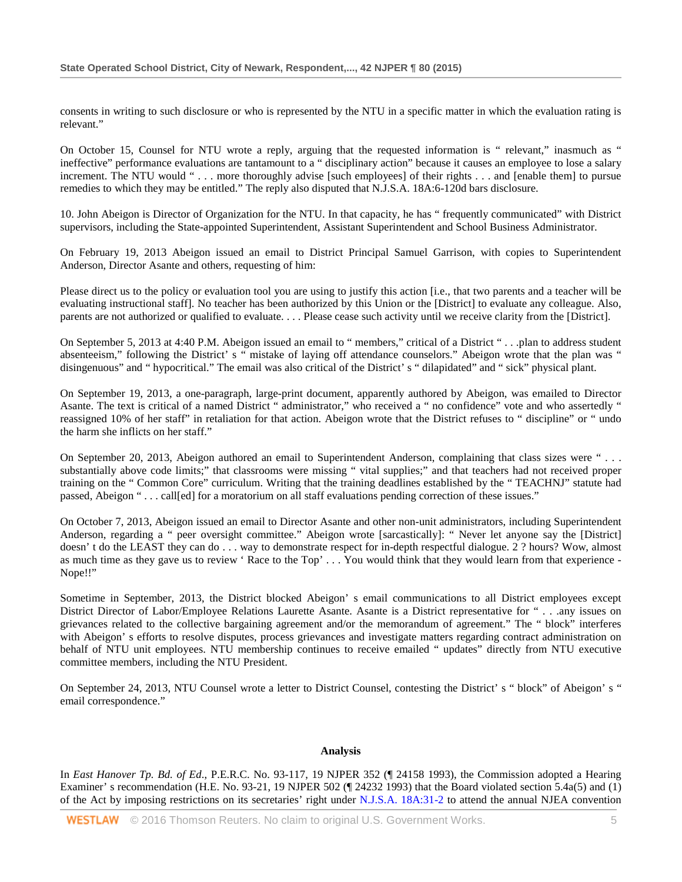consents in writing to such disclosure or who is represented by the NTU in a specific matter in which the evaluation rating is relevant."

On October 15, Counsel for NTU wrote a reply, arguing that the requested information is " relevant," inasmuch as " ineffective" performance evaluations are tantamount to a " disciplinary action" because it causes an employee to lose a salary increment. The NTU would " . . . more thoroughly advise [such employees] of their rights . . . and [enable them] to pursue remedies to which they may be entitled." The reply also disputed that N.J.S.A. 18A:6-120d bars disclosure.

10. John Abeigon is Director of Organization for the NTU. In that capacity, he has " frequently communicated" with District supervisors, including the State-appointed Superintendent, Assistant Superintendent and School Business Administrator.

On February 19, 2013 Abeigon issued an email to District Principal Samuel Garrison, with copies to Superintendent Anderson, Director Asante and others, requesting of him:

Please direct us to the policy or evaluation tool you are using to justify this action [i.e., that two parents and a teacher will be evaluating instructional staff]. No teacher has been authorized by this Union or the [District] to evaluate any colleague. Also, parents are not authorized or qualified to evaluate. . . . Please cease such activity until we receive clarity from the [District].

On September 5, 2013 at 4:40 P.M. Abeigon issued an email to " members," critical of a District " . . .plan to address student absenteeism," following the District' s " mistake of laying off attendance counselors." Abeigon wrote that the plan was " disingenuous" and " hypocritical." The email was also critical of the District' s " dilapidated" and " sick" physical plant.

On September 19, 2013, a one-paragraph, large-print document, apparently authored by Abeigon, was emailed to Director Asante. The text is critical of a named District " administrator," who received a " no confidence" vote and who assertedly " reassigned 10% of her staff" in retaliation for that action. Abeigon wrote that the District refuses to " discipline" or " undo the harm she inflicts on her staff."

On September 20, 2013, Abeigon authored an email to Superintendent Anderson, complaining that class sizes were " . . . substantially above code limits;" that classrooms were missing " vital supplies;" and that teachers had not received proper training on the " Common Core" curriculum. Writing that the training deadlines established by the " TEACHNJ" statute had passed, Abeigon " . . . call[ed] for a moratorium on all staff evaluations pending correction of these issues."

On October 7, 2013, Abeigon issued an email to Director Asante and other non-unit administrators, including Superintendent Anderson, regarding a " peer oversight committee." Abeigon wrote [sarcastically]: " Never let anyone say the [District] doesn' t do the LEAST they can do . . . way to demonstrate respect for in-depth respectful dialogue. 2 ? hours? Wow, almost as much time as they gave us to review ' Race to the Top' . . . You would think that they would learn from that experience - Nope!!"

Sometime in September, 2013, the District blocked Abeigon' s email communications to all District employees except District Director of Labor/Employee Relations Laurette Asante. Asante is a District representative for " . . .any issues on grievances related to the collective bargaining agreement and/or the memorandum of agreement." The " block" interferes with Abeigon' s efforts to resolve disputes, process grievances and investigate matters regarding contract administration on behalf of NTU unit employees. NTU membership continues to receive emailed " updates" directly from NTU executive committee members, including the NTU President.

On September 24, 2013, NTU Counsel wrote a letter to District Counsel, contesting the District' s " block" of Abeigon' s " email correspondence."

## Analysis

In *East Hanover Tp. Bd. of Ed.*, P.E.R.C. No. 93-117, 19 NJPER 352 (¶ 24158 1993), the Commission adopted a Hearing Examiner' s recommendation (H.E. No. 93-21, 19 NJPER 502 (¶ 24232 1993) that the Board violated section 5.4a(5) and (1) of the Act by imposing restrictions on its secretaries' right under N.J.S.A. 18A:31-2 to attend the annual NJEA convention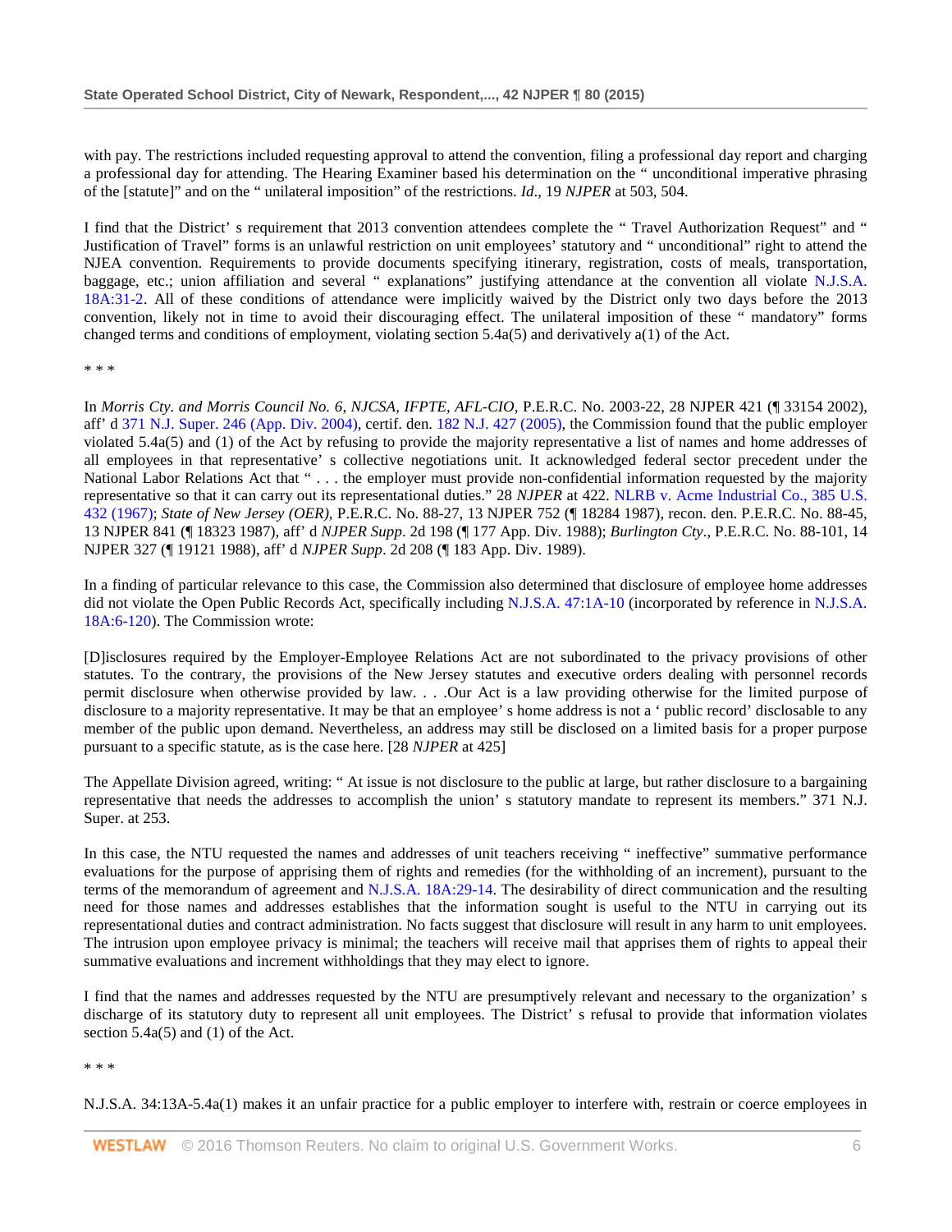with pay. The restrictions included requesting approval to attend the convention, filing a professional day report and charging a professional day for attending. The Hearing Examiner based his determination on the " unconditional imperative phrasing of the [statute]" and on the " unilateral imposition" of the restrictions. *Id*., 19 *NJPER* at 503, 504.

I find that the District' s requirement that 2013 convention attendees complete the " Travel Authorization Request" and " Justification of Travel" forms is an unlawful restriction on unit employees' statutory and " unconditional" right to attend the NJEA convention. Requirements to provide documents specifying itinerary, registration, costs of meals, transportation, baggage, etc.; union affiliation and several " explanations" justifying attendance at the convention all violate N.J.S.A. 18A:31-2. All of these conditions of attendance were implicitly waived by the District only two days before the 2013 convention, likely not in time to avoid their discouraging effect. The unilateral imposition of these " mandatory" forms changed terms and conditions of employment, violating section 5.4a(5) and derivatively a(1) of the Act.

\* \* \*

In *Morris Cty. and Morris Council No. 6, NJCSA, IFPTE, AFL-CIO*, P.E.R.C. No. 2003-22, 28 NJPER 421 (¶ 33154 2002), aff' d 371 N.J. Super. 246 (App. Div. 2004), certif. den. 182 N.J. 427 (2005), the Commission found that the public employer violated 5.4a(5) and (1) of the Act by refusing to provide the majority representative a list of names and home addresses of all employees in that representative' s collective negotiations unit. It acknowledged federal sector precedent under the National Labor Relations Act that " . . . the employer must provide non-confidential information requested by the majority representative so that it can carry out its representational duties." 28 *NJPER* at 422. NLRB v. Acme Industrial Co., 385 U.S. 432 (1967); *State of New Jersey (OER)*, P.E.R.C. No. 88-27, 13 NJPER 752 (¶ 18284 1987), recon. den. P.E.R.C. No. 88-45, 13 NJPER 841 (¶ 18323 1987), aff' d *NJPER Supp*. 2d 198 (¶ 177 App. Div. 1988); *Burlington Cty*., P.E.R.C. No. 88-101, 14 NJPER 327 (¶ 19121 1988), aff' d *NJPER Supp*. 2d 208 (¶ 183 App. Div. 1989).

In a finding of particular relevance to this case, the Commission also determined that disclosure of employee home addresses did not violate the Open Public Records Act, specifically including N.J.S.A. 47:1A-10 (incorporated by reference in N.J.S.A. 18A:6-120). The Commission wrote:

[D]isclosures required by the Employer-Employee Relations Act are not subordinated to the privacy provisions of other statutes. To the contrary, the provisions of the New Jersey statutes and executive orders dealing with personnel records permit disclosure when otherwise provided by law. . . .Our Act is a law providing otherwise for the limited purpose of disclosure to a majority representative. It may be that an employee' s home address is not a ' public record' disclosable to any member of the public upon demand. Nevertheless, an address may still be disclosed on a limited basis for a proper purpose pursuant to a specific statute, as is the case here. [28 *NJPER* at 425]

The Appellate Division agreed, writing: " At issue is not disclosure to the public at large, but rather disclosure to a bargaining representative that needs the addresses to accomplish the union' s statutory mandate to represent its members." 371 N.J. Super. at 253.

In this case, the NTU requested the names and addresses of unit teachers receiving " ineffective" summative performance evaluations for the purpose of apprising them of rights and remedies (for the withholding of an increment), pursuant to the terms of the memorandum of agreement and N.J.S.A. 18A:29-14. The desirability of direct communication and the resulting need for those names and addresses establishes that the information sought is useful to the NTU in carrying out its representational duties and contract administration. No facts suggest that disclosure will result in any harm to unit employees. The intrusion upon employee privacy is minimal; the teachers will receive mail that apprises them of rights to appeal their summative evaluations and increment withholdings that they may elect to ignore.

I find that the names and addresses requested by the NTU are presumptively relevant and necessary to the organization' s discharge of its statutory duty to represent all unit employees. The District' s refusal to provide that information violates section 5.4a(5) and (1) of the Act.

\* \* \*

N.J.S.A. 34:13A-5.4a(1) makes it an unfair practice for a public employer to interfere with, restrain or coerce employees in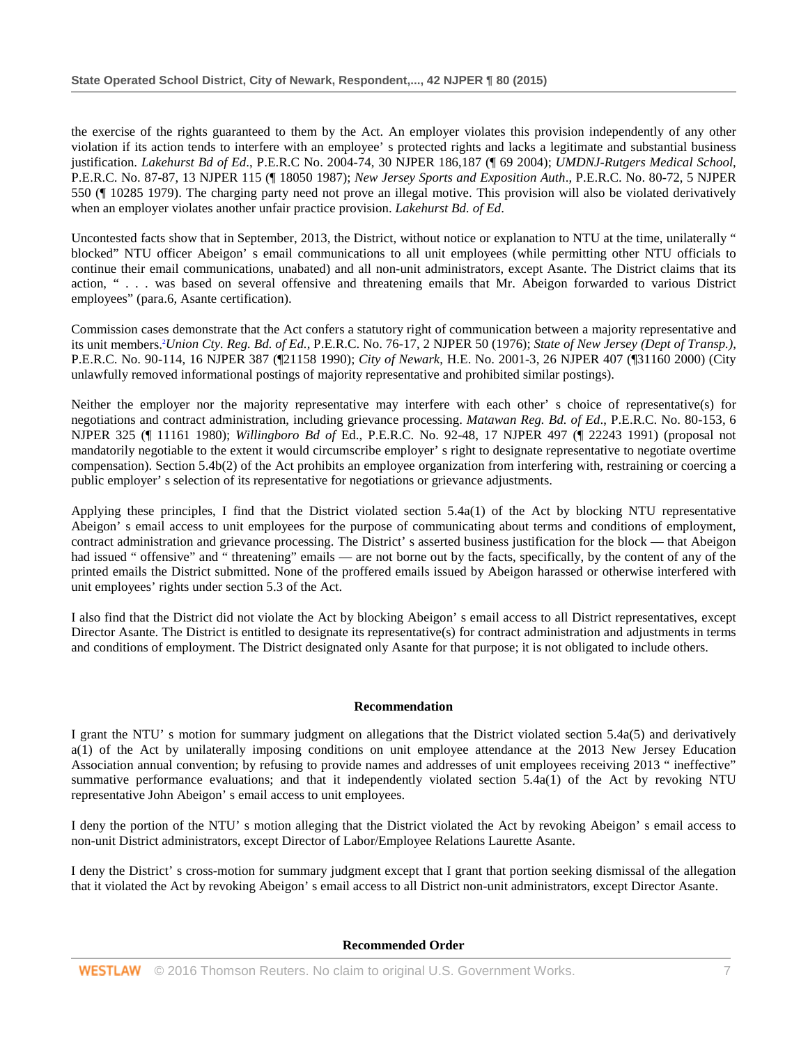the exercise of the rights guaranteed to them by the Act. An employer violates this provision independently of any other violation if its action tends to interfere with an employee' s protected rights and lacks a legitimate and substantial business justification. *Lakehurst Bd of Ed*., P.E.R.C No. 2004-74, 30 NJPER 186,187 (¶ 69 2004); *UMDNJ-Rutgers Medical School*, P.E.R.C. No. 87-87, 13 NJPER 115 (¶ 18050 1987); *New Jersey Sports and Exposition Auth*., P.E.R.C. No. 80-72, 5 NJPER 550 (¶ 10285 1979). The charging party need not prove an illegal motive. This provision will also be violated derivatively when an employer violates another unfair practice provision. *Lakehurst Bd. of Ed*.

Uncontested facts show that in September, 2013, the District, without notice or explanation to NTU at the time, unilaterally " blocked" NTU officer Abeigon' s email communications to all unit employees (while permitting other NTU officials to continue their email communications, unabated) and all non-unit administrators, except Asante. The District claims that its action, " . . . was based on several offensive and threatening emails that Mr. Abeigon forwarded to various District employees" (para.6, Asante certification).

Commission cases demonstrate that the Act confers a statutory right of communication between a majority representative and its unit members.[2] *Union Cty. Reg. Bd. of Ed.*, P.E.R.C. No. 76-17, 2 NJPER 50 (1976); *State of New Jersey (Dept of Transp.)*, P.E.R.C. No. 90-114, 16 NJPER 387 (¶21158 1990); *City of Newark*, H.E. No. 2001-3, 26 NJPER 407 (¶31160 2000) (City unlawfully removed informational postings of majority representative and prohibited similar postings).

Neither the employer nor the majority representative may interfere with each other' s choice of representative(s) for negotiations and contract administration, including grievance processing. *Matawan Reg. Bd. of Ed*., P.E.R.C. No. 80-153, 6 NJPER 325 (¶ 11161 1980); *Willingboro Bd of* Ed., P.E.R.C. No. 92-48, 17 NJPER 497 (¶ 22243 1991) (proposal not mandatorily negotiable to the extent it would circumscribe employer' s right to designate representative to negotiate overtime compensation). Section 5.4b(2) of the Act prohibits an employee organization from interfering with, restraining or coercing a public employer' s selection of its representative for negotiations or grievance adjustments.

Applying these principles, I find that the District violated section 5.4a(1) of the Act by blocking NTU representative Abeigon' s email access to unit employees for the purpose of communicating about terms and conditions of employment, contract administration and grievance processing. The District' s asserted business justification for the block — that Abeigon had issued " offensive" and " threatening" emails — are not borne out by the facts, specifically, by the content of any of the printed emails the District submitted. None of the proffered emails issued by Abeigon harassed or otherwise interfered with unit employees' rights under section 5.3 of the Act.

I also find that the District did not violate the Act by blocking Abeigon' s email access to all District representatives, except Director Asante. The District is entitled to designate its representative(s) for contract administration and adjustments in terms and conditions of employment. The District designated only Asante for that purpose; it is not obligated to include others.

## Recommendation

I grant the NTU' s motion for summary judgment on allegations that the District violated section 5.4a(5) and derivatively a(1) of the Act by unilaterally imposing conditions on unit employee attendance at the 2013 New Jersey Education Association annual convention; by refusing to provide names and addresses of unit employees receiving 2013 " ineffective" summative performance evaluations; and that it independently violated section 5.4a(1) of the Act by revoking NTU representative John Abeigon' s email access to unit employees.

I deny the portion of the NTU' s motion alleging that the District violated the Act by revoking Abeigon' s email access to non-unit District administrators, except Director of Labor/Employee Relations Laurette Asante.

I deny the District' s cross-motion for summary judgment except that I grant that portion seeking dismissal of the allegation that it violated the Act by revoking Abeigon' s email access to all District non-unit administrators, except Director Asante.

## Recommended Order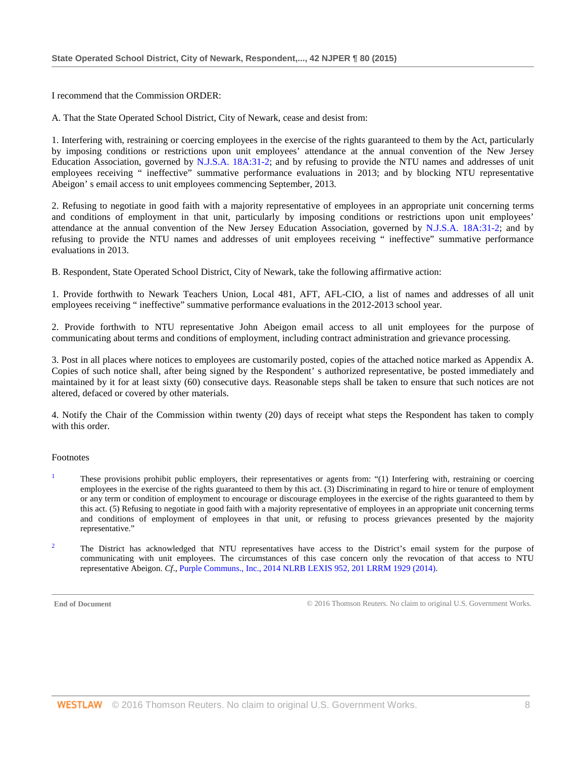I recommend that the Commission ORDER:

A. That the State Operated School District, City of Newark, cease and desist from:

1. Interfering with, restraining or coercing employees in the exercise of the rights guaranteed to them by the Act, particularly by imposing conditions or restrictions upon unit employees' attendance at the annual convention of the New Jersey Education Association, governed by N.J.S.A. 18A:31-2; and by refusing to provide the NTU names and addresses of unit employees receiving " ineffective" summative performance evaluations in 2013; and by blocking NTU representative Abeigon' s email access to unit employees commencing September, 2013.

2. Refusing to negotiate in good faith with a majority representative of employees in an appropriate unit concerning terms and conditions of employment in that unit, particularly by imposing conditions or restrictions upon unit employees' attendance at the annual convention of the New Jersey Education Association, governed by N.J.S.A. 18A:31-2; and by refusing to provide the NTU names and addresses of unit employees receiving " ineffective" summative performance evaluations in 2013.

B. Respondent, State Operated School District, City of Newark, take the following affirmative action:

1. Provide forthwith to Newark Teachers Union, Local 481, AFT, AFL-CIO, a list of names and addresses of all unit employees receiving " ineffective" summative performance evaluations in the 2012-2013 school year.

2. Provide forthwith to NTU representative John Abeigon email access to all unit employees for the purpose of communicating about terms and conditions of employment, including contract administration and grievance processing.

3. Post in all places where notices to employees are customarily posted, copies of the attached notice marked as Appendix A. Copies of such notice shall, after being signed by the Respondent' s authorized representative, be posted immediately and maintained by it for at least sixty (60) consecutive days. Reasonable steps shall be taken to ensure that such notices are not altered, defaced or covered by other materials.

4. Notify the Chair of the Commission within twenty (20) days of receipt what steps the Respondent has taken to comply with this order.

Footnotes

[1] These provisions prohibit public employers, their representatives or agents from: "(1) Interfering with, restraining or coercing employees in the exercise of the rights guaranteed to them by this act. (3) Discriminating in regard to hire or tenure of employment or any term or condition of employment to encourage or discourage employees in the exercise of the rights guaranteed to them by this act. (5) Refusing to negotiate in good faith with a majority representative of employees in an appropriate unit concerning terms and conditions of employment of employees in that unit, or refusing to process grievances presented by the majority representative."

[2] The District has acknowledged that NTU representatives have access to the District's email system for the purpose of communicating with unit employees. The circumstances of this case concern only the revocation of that access to NTU representative Abeigon. *Cf.*, Purple Communs., Inc., 2014 NLRB LEXIS 952, 201 LRRM 1929 (2014).

End of Document © 2016 Thomson Reuters. No claim to original U.S. Government Works.